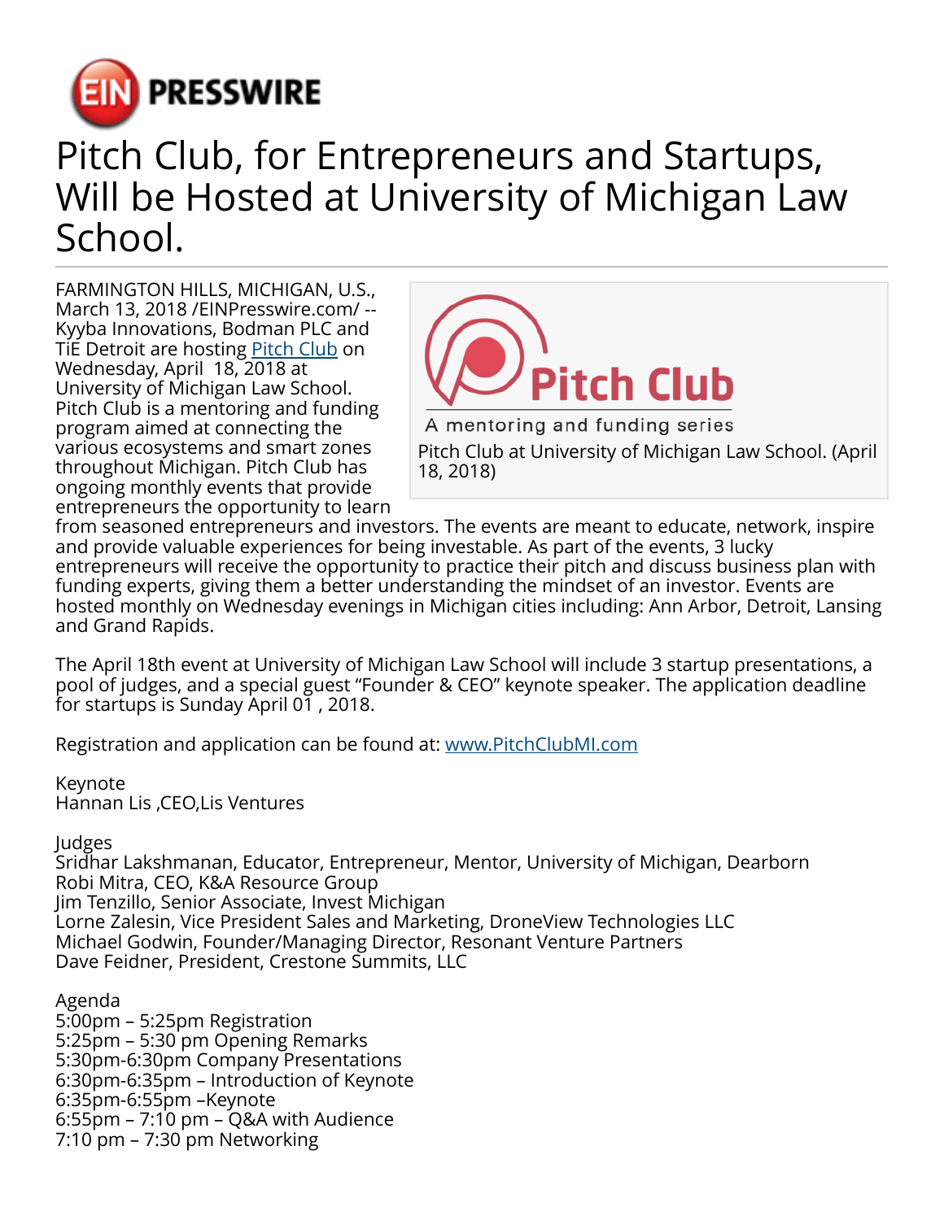# Pitch Club, for Entrepreneurs and Startups, Will be Hosted at University of Michigan Law School.

FARMINGTON HILLS, MICHIGAN, U.S., March 13, 2018 /EINPresswire.com/ -- Kyyba Innovations, Bodman PLC and TiE Detroit are hosting [Pitch Club](http://www.PitchClubMI.com) on Wednesday, April 18, 2018 at University of Michigan Law School. Pitch Club is a mentoring and funding program aimed at connecting the various ecosystems and smart zones throughout Michigan. Pitch Club has ongoing monthly events that provide entrepreneurs the opportunity to learn from seasoned entrepreneurs and investors. The events are meant to educate, network, inspire and provide valuable experiences for being investable. As part of the events, 3 lucky entrepreneurs will receive the opportunity to practice their pitch and discuss business plan with funding experts, giving them a better understanding the mindset of an investor. Events are hosted monthly on Wednesday evenings in Michigan cities including: Ann Arbor, Detroit, Lansing and Grand Rapids.

Pitch Club — A mentoring and funding series

Pitch Club at University of Michigan Law School. (April 18, 2018)

The April 18th event at University of Michigan Law School will include 3 startup presentations, a pool of judges, and a special guest "Founder & CEO" keynote speaker. The application deadline for startups is Sunday April 01 , 2018.

Registration and application can be found at: [www.PitchClubMI.com](http://www.PitchClubMI.com)

Keynote
Hannan Lis ,CEO,Lis Ventures

Judges
Sridhar Lakshmanan, Educator, Entrepreneur, Mentor, University of Michigan, Dearborn
Robi Mitra, CEO, K&A Resource Group
Jim Tenzillo, Senior Associate, Invest Michigan
Lorne Zalesin, Vice President Sales and Marketing, DroneView Technologies LLC
Michael Godwin, Founder/Managing Director, Resonant Venture Partners
Dave Feidner, President, Crestone Summits, LLC

Agenda
5:00pm – 5:25pm Registration
5:25pm – 5:30 pm Opening Remarks
5:30pm-6:30pm Company Presentations
6:30pm-6:35pm – Introduction of Keynote
6:35pm-6:55pm –Keynote
6:55pm – 7:10 pm – Q&A with Audience
7:10 pm – 7:30 pm Networking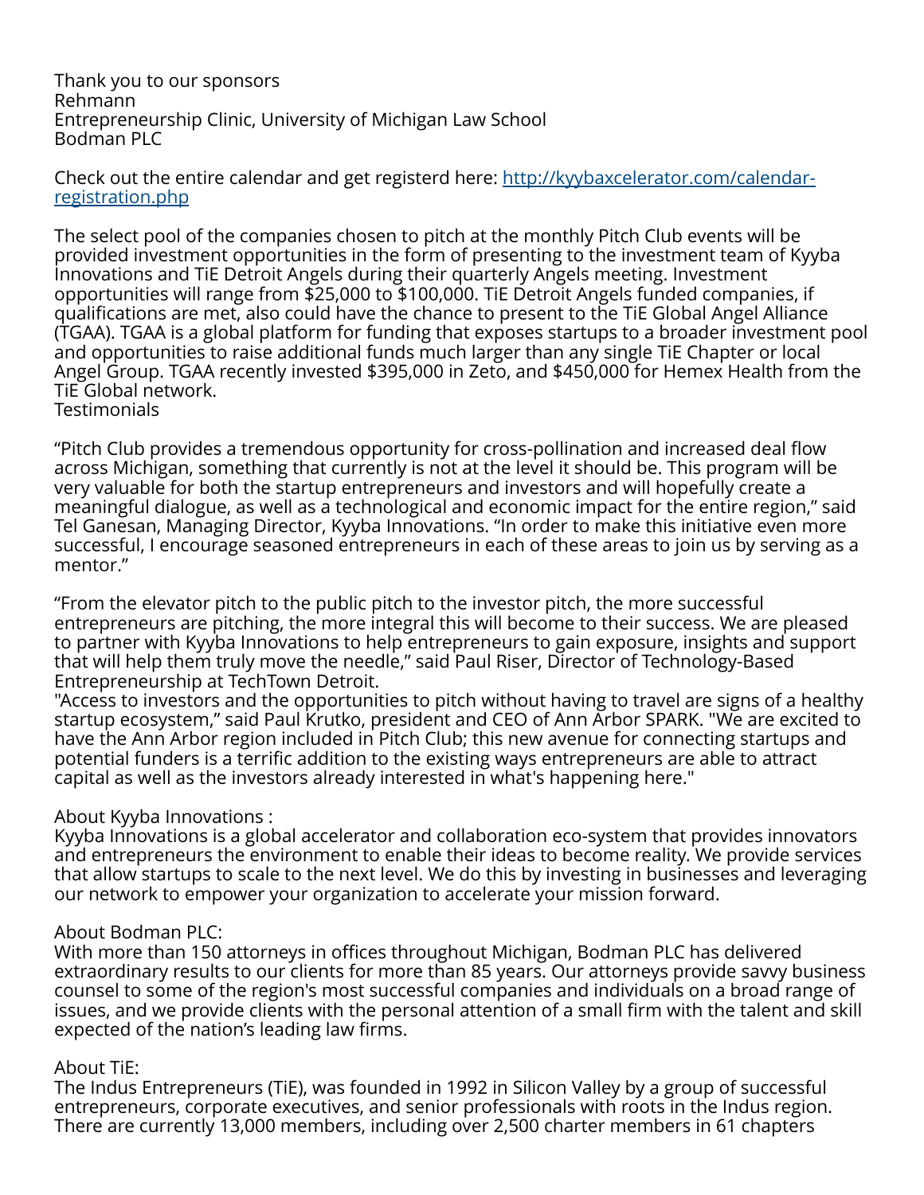Thank you to our sponsors
Rehmann
Entrepreneurship Clinic, University of Michigan Law School
Bodman PLC

Check out the entire calendar and get registerd here: [http://kyybaxcelerator.com/calendar-registration.php](http://kyybaxcelerator.com/calendar-registration.php)

The select pool of the companies chosen to pitch at the monthly Pitch Club events will be provided investment opportunities in the form of presenting to the investment team of Kyyba Innovations and TiE Detroit Angels during their quarterly Angels meeting. Investment opportunities will range from $25,000 to $100,000. TiE Detroit Angels funded companies, if qualifications are met, also could have the chance to present to the TiE Global Angel Alliance (TGAA). TGAA is a global platform for funding that exposes startups to a broader investment pool and opportunities to raise additional funds much larger than any single TiE Chapter or local Angel Group. TGAA recently invested $395,000 in Zeto, and $450,000 for Hemex Health from the TiE Global network.
Testimonials

“Pitch Club provides a tremendous opportunity for cross-pollination and increased deal flow across Michigan, something that currently is not at the level it should be. This program will be very valuable for both the startup entrepreneurs and investors and will hopefully create a meaningful dialogue, as well as a technological and economic impact for the entire region,” said Tel Ganesan, Managing Director, Kyyba Innovations. “In order to make this initiative even more successful, I encourage seasoned entrepreneurs in each of these areas to join us by serving as a mentor.”

“From the elevator pitch to the public pitch to the investor pitch, the more successful entrepreneurs are pitching, the more integral this will become to their success. We are pleased to partner with Kyyba Innovations to help entrepreneurs to gain exposure, insights and support that will help them truly move the needle,” said Paul Riser, Director of Technology-Based Entrepreneurship at TechTown Detroit.
"Access to investors and the opportunities to pitch without having to travel are signs of a healthy startup ecosystem,” said Paul Krutko, president and CEO of Ann Arbor SPARK. "We are excited to have the Ann Arbor region included in Pitch Club; this new avenue for connecting startups and potential funders is a terrific addition to the existing ways entrepreneurs are able to attract capital as well as the investors already interested in what's happening here."

About Kyyba Innovations :
Kyyba Innovations is a global accelerator and collaboration eco-system that provides innovators and entrepreneurs the environment to enable their ideas to become reality. We provide services that allow startups to scale to the next level. We do this by investing in businesses and leveraging our network to empower your organization to accelerate your mission forward.

About Bodman PLC:
With more than 150 attorneys in offices throughout Michigan, Bodman PLC has delivered extraordinary results to our clients for more than 85 years. Our attorneys provide savvy business counsel to some of the region's most successful companies and individuals on a broad range of issues, and we provide clients with the personal attention of a small firm with the talent and skill expected of the nation’s leading law firms.

About TiE:
The Indus Entrepreneurs (TiE), was founded in 1992 in Silicon Valley by a group of successful entrepreneurs, corporate executives, and senior professionals with roots in the Indus region. There are currently 13,000 members, including over 2,500 charter members in 61 chapters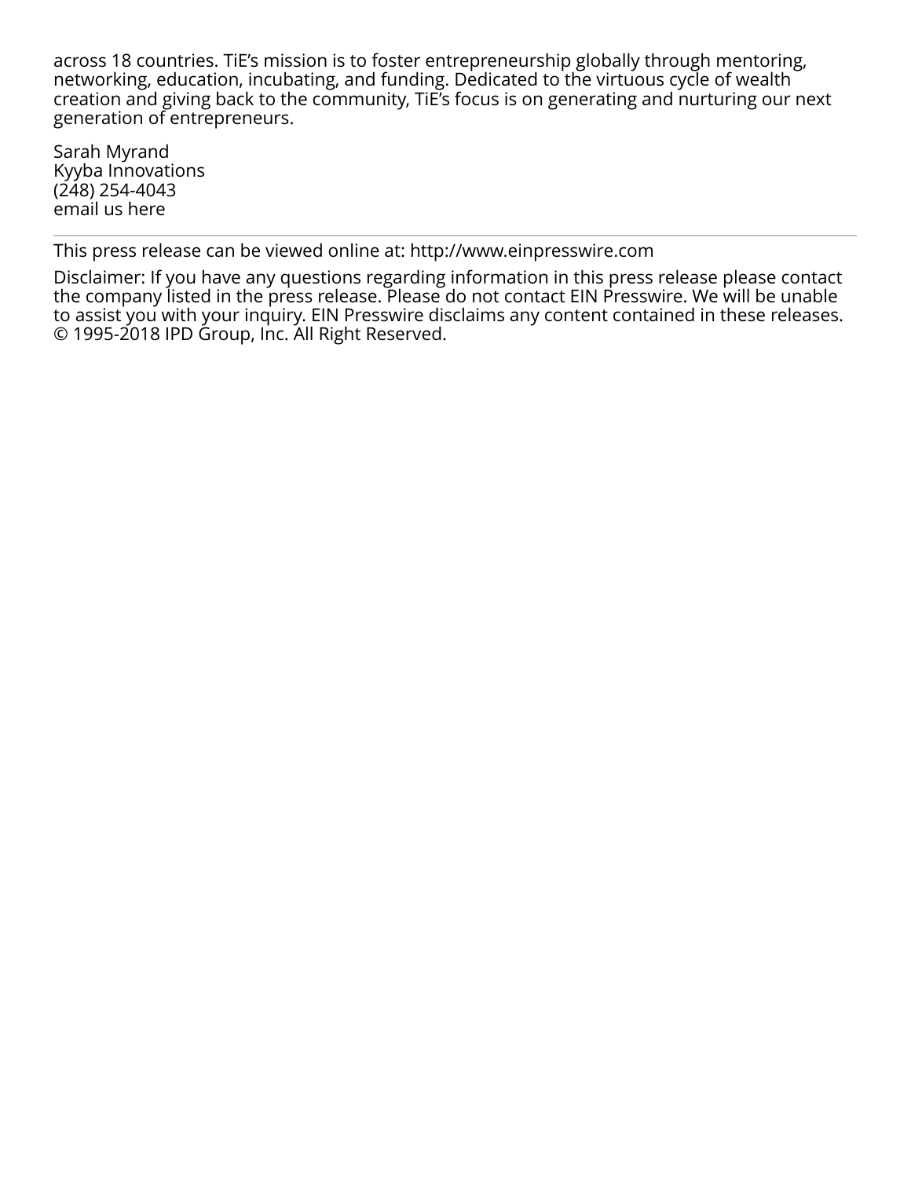across 18 countries. TiE's mission is to foster entrepreneurship globally through mentoring, networking, education, incubating, and funding. Dedicated to the virtuous cycle of wealth creation and giving back to the community, TiE's focus is on generating and nurturing our next generation of entrepreneurs.

Sarah Myrand
Kyyba Innovations
(248) 254-4043
email us here

---

This press release can be viewed online at: http://www.einpresswire.com

Disclaimer: If you have any questions regarding information in this press release please contact the company listed in the press release. Please do not contact EIN Presswire. We will be unable to assist you with your inquiry. EIN Presswire disclaims any content contained in these releases. © 1995-2018 IPD Group, Inc. All Right Reserved.